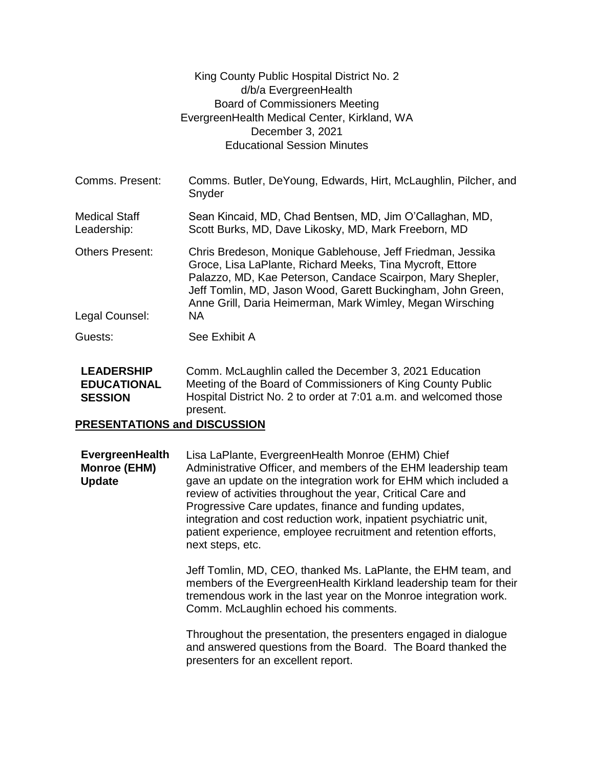King County Public Hospital District No. 2
d/b/a EvergreenHealth
Board of Commissioners Meeting
EvergreenHealth Medical Center, Kirkland, WA
December 3, 2021
Educational Session Minutes

| | |
|---|---|
| Comms. Present: | Comms. Butler, DeYoung, Edwards, Hirt, McLaughlin, Pilcher, and Snyder |
| Medical Staff Leadership: | Sean Kincaid, MD, Chad Bentsen, MD, Jim O'Callaghan, MD, Scott Burks, MD, Dave Likosky, MD, Mark Freeborn, MD |
| Others Present: | Chris Bredeson, Monique Gablehouse, Jeff Friedman, Jessika Groce, Lisa LaPlante, Richard Meeks, Tina Mycroft, Ettore Palazzo, MD, Kae Peterson, Candace Scairpon, Mary Shepler, Jeff Tomlin, MD, Jason Wood, Garett Buckingham, John Green, Anne Grill, Daria Heimerman, Mark Wimley, Megan Wirsching |
| Legal Counsel: | NA |
| Guests: | See Exhibit A |

**LEADERSHIP EDUCATIONAL SESSION**

Comm. McLaughlin called the December 3, 2021 Education Meeting of the Board of Commissioners of King County Public Hospital District No. 2 to order at 7:01 a.m. and welcomed those present.

## PRESENTATIONS and DISCUSSION

**EvergreenHealth Monroe (EHM) Update**

Lisa LaPlante, EvergreenHealth Monroe (EHM) Chief Administrative Officer, and members of the EHM leadership team gave an update on the integration work for EHM which included a review of activities throughout the year, Critical Care and Progressive Care updates, finance and funding updates, integration and cost reduction work, inpatient psychiatric unit, patient experience, employee recruitment and retention efforts, next steps, etc.

Jeff Tomlin, MD, CEO, thanked Ms. LaPlante, the EHM team, and members of the EvergreenHealth Kirkland leadership team for their tremendous work in the last year on the Monroe integration work. Comm. McLaughlin echoed his comments.

Throughout the presentation, the presenters engaged in dialogue and answered questions from the Board. The Board thanked the presenters for an excellent report.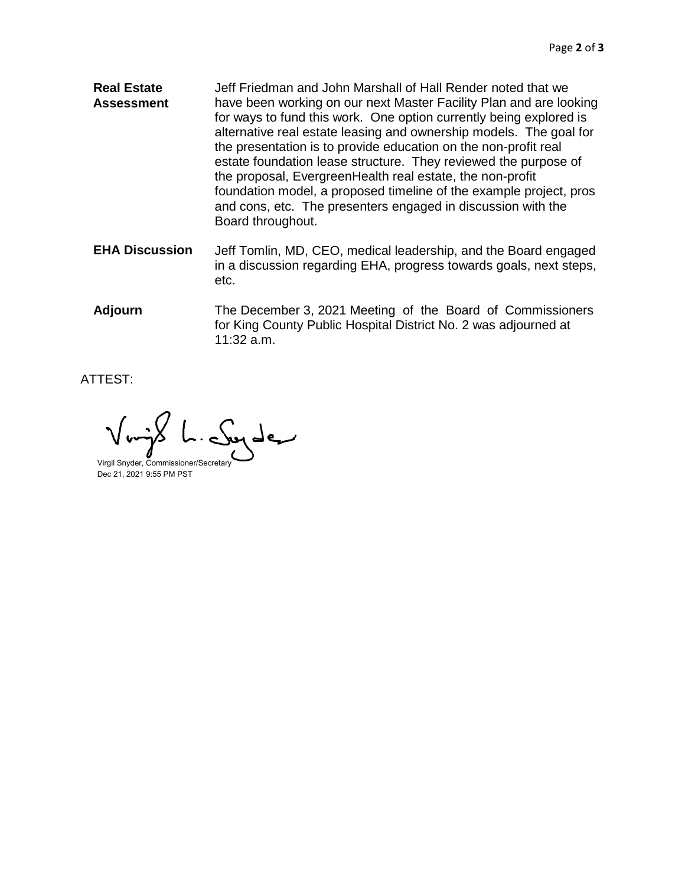**Real Estate Assessment**

Jeff Friedman and John Marshall of Hall Render noted that we have been working on our next Master Facility Plan and are looking for ways to fund this work. One option currently being explored is alternative real estate leasing and ownership models. The goal for the presentation is to provide education on the non-profit real estate foundation lease structure. They reviewed the purpose of the proposal, EvergreenHealth real estate, the non-profit foundation model, a proposed timeline of the example project, pros and cons, etc. The presenters engaged in discussion with the Board throughout.

**EHA Discussion**

Jeff Tomlin, MD, CEO, medical leadership, and the Board engaged in a discussion regarding EHA, progress towards goals, next steps, etc.

**Adjourn**

The December 3, 2021 Meeting of the Board of Commissioners for King County Public Hospital District No. 2 was adjourned at 11:32 a.m.

ATTEST:

Virgil Snyder, Commissioner/Secretary
Dec 21, 2021 9:55 PM PST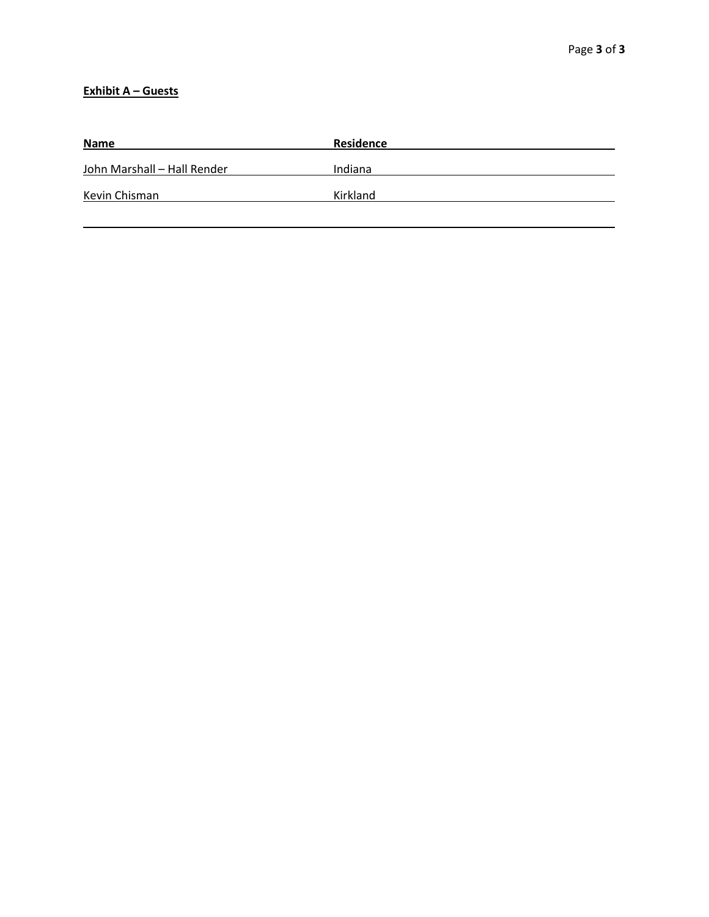**Exhibit A – Guests**

| Name | Residence |
| --- | --- |
| John Marshall – Hall Render | Indiana |
| Kevin Chisman | Kirkland |